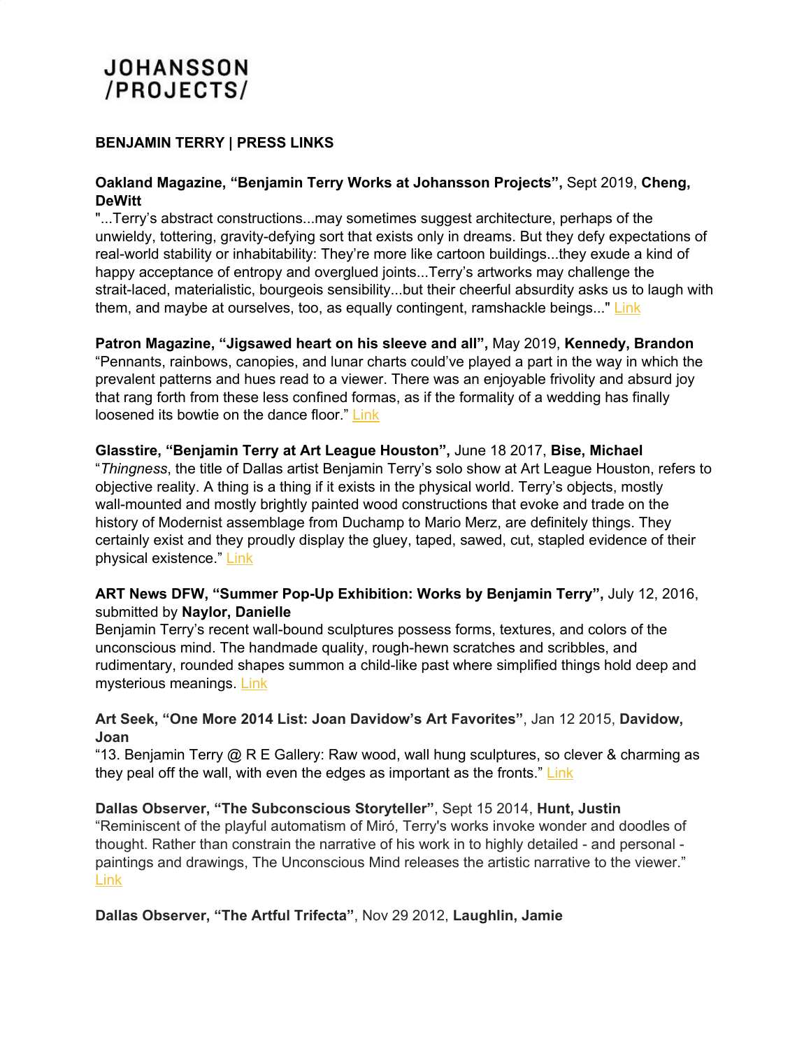# JOHANSSON /PROJECTS/

**BENJAMIN TERRY | PRESS LINKS**

**Oakland Magazine, "Benjamin Terry Works at Johansson Projects",** Sept 2019, **Cheng, DeWitt**
"...Terry's abstract constructions...may sometimes suggest architecture, perhaps of the unwieldy, tottering, gravity-defying sort that exists only in dreams. But they defy expectations of real-world stability or inhabitability: They're more like cartoon buildings...they exude a kind of happy acceptance of entropy and overglued joints...Terry's artworks may challenge the strait-laced, materialistic, bourgeois sensibility...but their cheerful absurdity asks us to laugh with them, and maybe at ourselves, too, as equally contingent, ramshackle beings..." Link

**Patron Magazine, "Jigsawed heart on his sleeve and all",** May 2019, **Kennedy, Brandon**
"Pennants, rainbows, canopies, and lunar charts could've played a part in the way in which the prevalent patterns and hues read to a viewer. There was an enjoyable frivolity and absurd joy that rang forth from these less confined formas, as if the formality of a wedding has finally loosened its bowtie on the dance floor." Link

**Glasstire, "Benjamin Terry at Art League Houston",** June 18 2017, **Bise, Michael**
"*Thingness*, the title of Dallas artist Benjamin Terry's solo show at Art League Houston, refers to objective reality. A thing is a thing if it exists in the physical world. Terry's objects, mostly wall-mounted and mostly brightly painted wood constructions that evoke and trade on the history of Modernist assemblage from Duchamp to Mario Merz, are definitely things. They certainly exist and they proudly display the gluey, taped, sawed, cut, stapled evidence of their physical existence." Link

**ART News DFW, "Summer Pop-Up Exhibition: Works by Benjamin Terry",** July 12, 2016, submitted by **Naylor, Danielle**
Benjamin Terry's recent wall-bound sculptures possess forms, textures, and colors of the unconscious mind. The handmade quality, rough-hewn scratches and scribbles, and rudimentary, rounded shapes summon a child-like past where simplified things hold deep and mysterious meanings. Link

**Art Seek, "One More 2014 List: Joan Davidow's Art Favorites"**, Jan 12 2015, **Davidow, Joan**
"13. Benjamin Terry @ R E Gallery: Raw wood, wall hung sculptures, so clever & charming as they peal off the wall, with even the edges as important as the fronts." Link

**Dallas Observer, "The Subconscious Storyteller"**, Sept 15 2014, **Hunt, Justin**
"Reminiscent of the playful automatism of Miró, Terry's works invoke wonder and doodles of thought. Rather than constrain the narrative of his work in to highly detailed - and personal - paintings and drawings, The Unconscious Mind releases the artistic narrative to the viewer." Link

**Dallas Observer, "The Artful Trifecta"**, Nov 29 2012, **Laughlin, Jamie**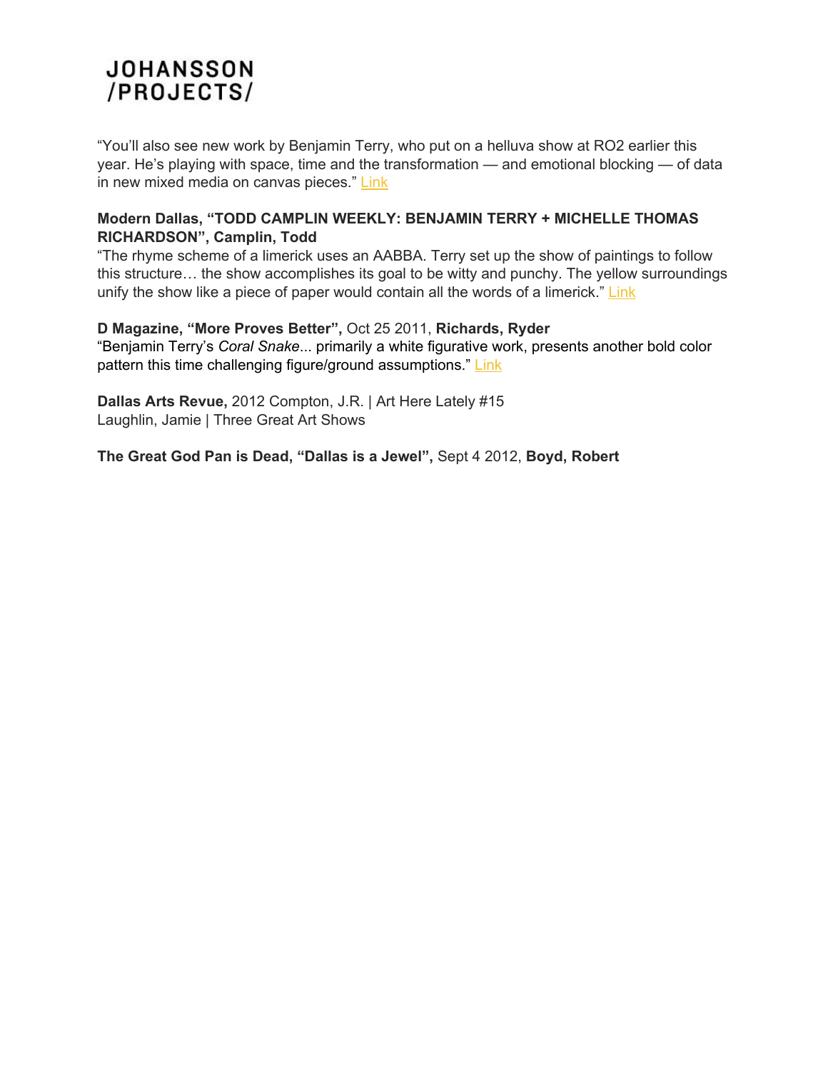**JOHANSSON /PROJECTS/**

"You'll also see new work by Benjamin Terry, who put on a helluva show at RO2 earlier this year. He's playing with space, time and the transformation — and emotional blocking — of data in new mixed media on canvas pieces." Link

**Modern Dallas, "TODD CAMPLIN WEEKLY: BENJAMIN TERRY + MICHELLE THOMAS RICHARDSON", Camplin, Todd**
"The rhyme scheme of a limerick uses an AABBA. Terry set up the show of paintings to follow this structure… the show accomplishes its goal to be witty and punchy. The yellow surroundings unify the show like a piece of paper would contain all the words of a limerick." Link

**D Magazine, "More Proves Better",** Oct 25 2011, **Richards, Ryder**
"Benjamin Terry's *Coral Snake*... primarily a white figurative work, presents another bold color pattern this time challenging figure/ground assumptions." Link

**Dallas Arts Revue,** 2012 Compton, J.R. | Art Here Lately #15
Laughlin, Jamie | Three Great Art Shows

**The Great God Pan is Dead, "Dallas is a Jewel",** Sept 4 2012, **Boyd, Robert**